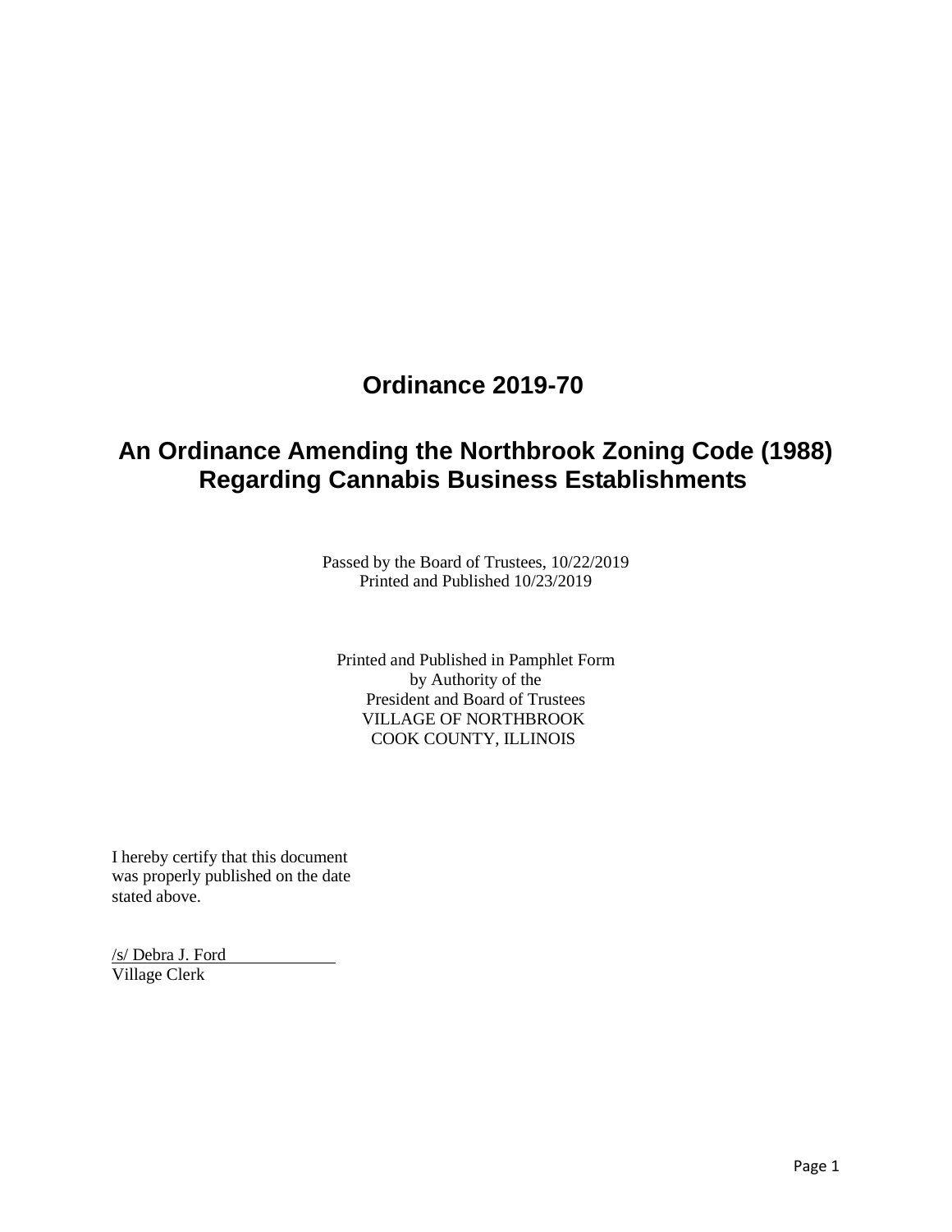# Ordinance 2019-70

## An Ordinance Amending the Northbrook Zoning Code (1988) Regarding Cannabis Business Establishments

Passed by the Board of Trustees, 10/22/2019
Printed and Published 10/23/2019

Printed and Published in Pamphlet Form
by Authority of the
President and Board of Trustees
VILLAGE OF NORTHBROOK
COOK COUNTY, ILLINOIS

I hereby certify that this document was properly published on the date stated above.

/s/ Debra J. Ford
Village Clerk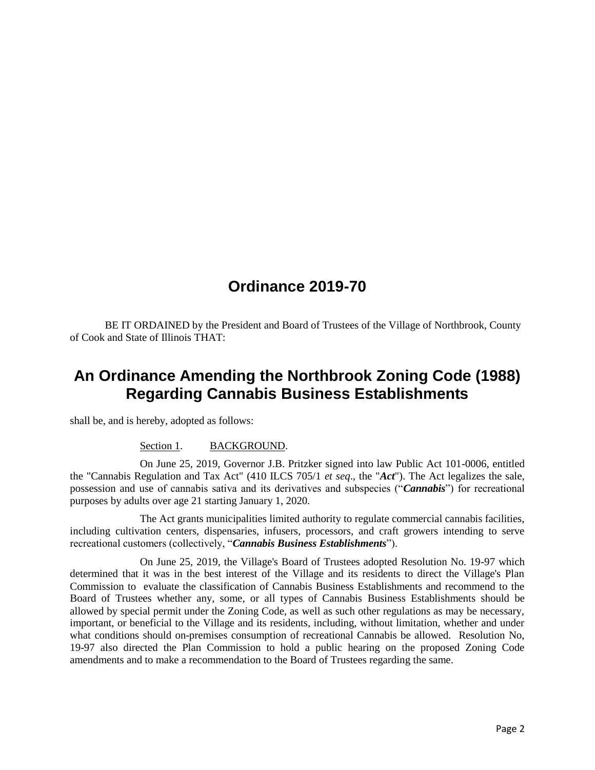# Ordinance 2019-70

BE IT ORDAINED by the President and Board of Trustees of the Village of Northbrook, County of Cook and State of Illinois THAT:

# An Ordinance Amending the Northbrook Zoning Code (1988) Regarding Cannabis Business Establishments

shall be, and is hereby, adopted as follows:

Section 1. BACKGROUND.

On June 25, 2019, Governor J.B. Pritzker signed into law Public Act 101-0006, entitled the "Cannabis Regulation and Tax Act" (410 ILCS 705/1 *et seq*., the "***Act***"). The Act legalizes the sale, possession and use of cannabis sativa and its derivatives and subspecies ("***Cannabis***") for recreational purposes by adults over age 21 starting January 1, 2020.

The Act grants municipalities limited authority to regulate commercial cannabis facilities, including cultivation centers, dispensaries, infusers, processors, and craft growers intending to serve recreational customers (collectively, "***Cannabis Business Establishments***").

On June 25, 2019, the Village's Board of Trustees adopted Resolution No. 19-97 which determined that it was in the best interest of the Village and its residents to direct the Village's Plan Commission to evaluate the classification of Cannabis Business Establishments and recommend to the Board of Trustees whether any, some, or all types of Cannabis Business Establishments should be allowed by special permit under the Zoning Code, as well as such other regulations as may be necessary, important, or beneficial to the Village and its residents, including, without limitation, whether and under what conditions should on-premises consumption of recreational Cannabis be allowed. Resolution No, 19-97 also directed the Plan Commission to hold a public hearing on the proposed Zoning Code amendments and to make a recommendation to the Board of Trustees regarding the same.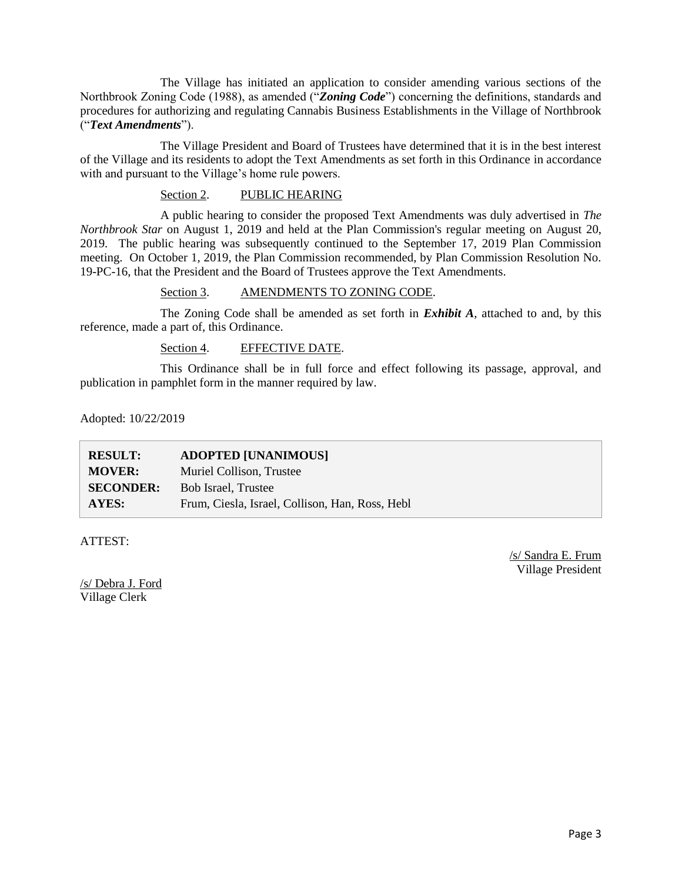The Village has initiated an application to consider amending various sections of the Northbrook Zoning Code (1988), as amended ("***Zoning Code***") concerning the definitions, standards and procedures for authorizing and regulating Cannabis Business Establishments in the Village of Northbrook ("***Text Amendments***").

The Village President and Board of Trustees have determined that it is in the best interest of the Village and its residents to adopt the Text Amendments as set forth in this Ordinance in accordance with and pursuant to the Village's home rule powers.

Section 2. PUBLIC HEARING

A public hearing to consider the proposed Text Amendments was duly advertised in *The Northbrook Star* on August 1, 2019 and held at the Plan Commission's regular meeting on August 20, 2019. The public hearing was subsequently continued to the September 17, 2019 Plan Commission meeting. On October 1, 2019, the Plan Commission recommended, by Plan Commission Resolution No. 19-PC-16, that the President and the Board of Trustees approve the Text Amendments.

Section 3. AMENDMENTS TO ZONING CODE.

The Zoning Code shall be amended as set forth in ***Exhibit A***, attached to and, by this reference, made a part of, this Ordinance.

Section 4. EFFECTIVE DATE.

This Ordinance shall be in full force and effect following its passage, approval, and publication in pamphlet form in the manner required by law.

Adopted: 10/22/2019

| | |
|---|---|
| **RESULT:** | **ADOPTED [UNANIMOUS]** |
| **MOVER:** | Muriel Collison, Trustee |
| **SECONDER:** | Bob Israel, Trustee |
| **AYES:** | Frum, Ciesla, Israel, Collison, Han, Ross, Hebl |

ATTEST:

/s/ Sandra E. Frum
Village President

/s/ Debra J. Ford
Village Clerk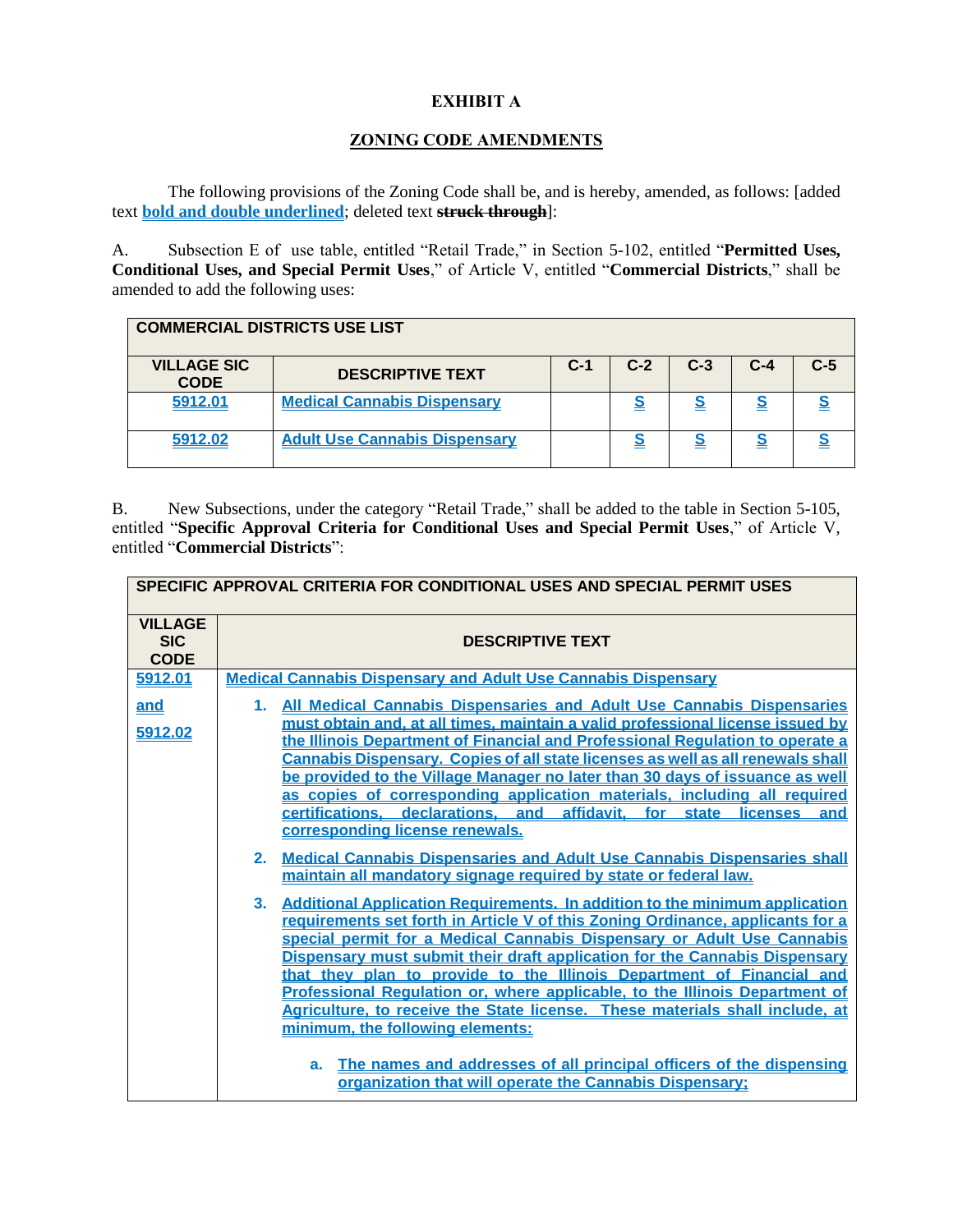# EXHIBIT A

## ZONING CODE AMENDMENTS

The following provisions of the Zoning Code shall be, and is hereby, amended, as follows: [added text **bold and double underlined**; deleted text ~~struck through~~]:

A. Subsection E of use table, entitled "Retail Trade," in Section 5-102, entitled "**Permitted Uses, Conditional Uses, and Special Permit Uses**," of Article V, entitled "**Commercial Districts**," shall be amended to add the following uses:

| COMMERCIAL DISTRICTS USE LIST | | | | | | |
|---|---|---|---|---|---|---|
| VILLAGE SIC CODE | DESCRIPTIVE TEXT | C-1 | C-2 | C-3 | C-4 | C-5 |
| **5912.01** | **Medical Cannabis Dispensary** | | **S** | **S** | **S** | **S** |
| **5912.02** | **Adult Use Cannabis Dispensary** | | **S** | **S** | **S** | **S** |

B. New Subsections, under the category "Retail Trade," shall be added to the table in Section 5-105, entitled "**Specific Approval Criteria for Conditional Uses and Special Permit Uses**," of Article V, entitled "**Commercial Districts**":

| SPECIFIC APPROVAL CRITERIA FOR CONDITIONAL USES AND SPECIAL PERMIT USES | |
|---|---|
| VILLAGE SIC CODE | DESCRIPTIVE TEXT |
| **5912.01 and 5912.02** | **Medical Cannabis Dispensary and Adult Use Cannabis Dispensary**<br><br>**1. All Medical Cannabis Dispensaries and Adult Use Cannabis Dispensaries must obtain and, at all times, maintain a valid professional license issued by the Illinois Department of Financial and Professional Regulation to operate a Cannabis Dispensary. Copies of all state licenses as well as all renewals shall be provided to the Village Manager no later than 30 days of issuance as well as copies of corresponding application materials, including all required certifications, declarations, and affidavit, for state licenses and corresponding license renewals.**<br><br>**2. Medical Cannabis Dispensaries and Adult Use Cannabis Dispensaries shall maintain all mandatory signage required by state or federal law.**<br><br>**3. Additional Application Requirements. In addition to the minimum application requirements set forth in Article V of this Zoning Ordinance, applicants for a special permit for a Medical Cannabis Dispensary or Adult Use Cannabis Dispensary must submit their draft application for the Cannabis Dispensary that they plan to provide to the Illinois Department of Financial and Professional Regulation or, where applicable, to the Illinois Department of Agriculture, to receive the State license. These materials shall include, at minimum, the following elements:**<br><br>**a. The names and addresses of all principal officers of the dispensing organization that will operate the Cannabis Dispensary;** |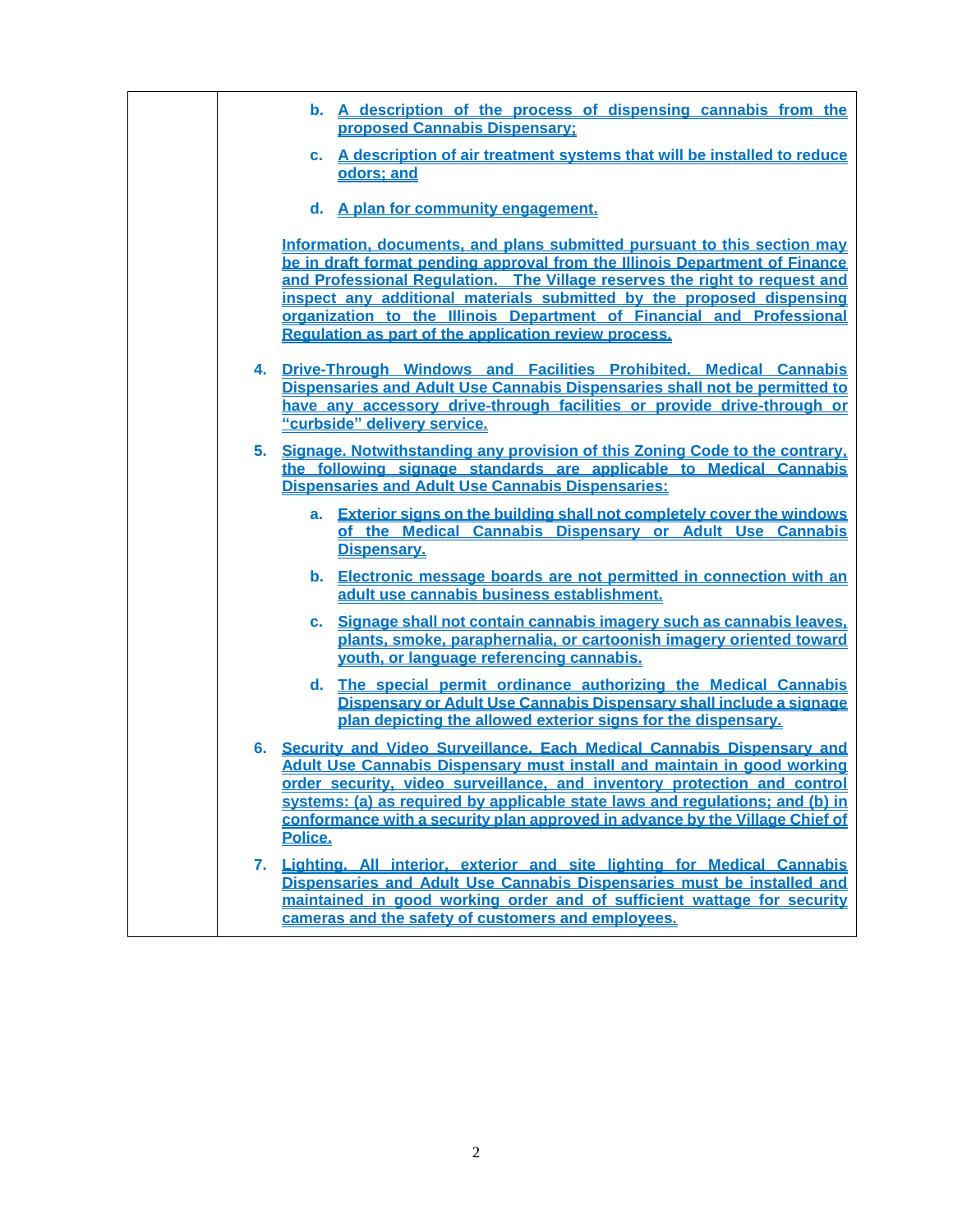b. A description of the process of dispensing cannabis from the proposed Cannabis Dispensary;

c. A description of air treatment systems that will be installed to reduce odors; and

d. A plan for community engagement.

Information, documents, and plans submitted pursuant to this section may be in draft format pending approval from the Illinois Department of Finance and Professional Regulation. The Village reserves the right to request and inspect any additional materials submitted by the proposed dispensing organization to the Illinois Department of Financial and Professional Regulation as part of the application review process.

4. Drive-Through Windows and Facilities Prohibited. Medical Cannabis Dispensaries and Adult Use Cannabis Dispensaries shall not be permitted to have any accessory drive-through facilities or provide drive-through or "curbside" delivery service.

5. Signage. Notwithstanding any provision of this Zoning Code to the contrary, the following signage standards are applicable to Medical Cannabis Dispensaries and Adult Use Cannabis Dispensaries:

   a. Exterior signs on the building shall not completely cover the windows of the Medical Cannabis Dispensary or Adult Use Cannabis Dispensary.

   b. Electronic message boards are not permitted in connection with an adult use cannabis business establishment.

   c. Signage shall not contain cannabis imagery such as cannabis leaves, plants, smoke, paraphernalia, or cartoonish imagery oriented toward youth, or language referencing cannabis.

   d. The special permit ordinance authorizing the Medical Cannabis Dispensary or Adult Use Cannabis Dispensary shall include a signage plan depicting the allowed exterior signs for the dispensary.

6. Security and Video Surveillance. Each Medical Cannabis Dispensary and Adult Use Cannabis Dispensary must install and maintain in good working order security, video surveillance, and inventory protection and control systems: (a) as required by applicable state laws and regulations; and (b) in conformance with a security plan approved in advance by the Village Chief of Police.

7. Lighting. All interior, exterior and site lighting for Medical Cannabis Dispensaries and Adult Use Cannabis Dispensaries must be installed and maintained in good working order and of sufficient wattage for security cameras and the safety of customers and employees.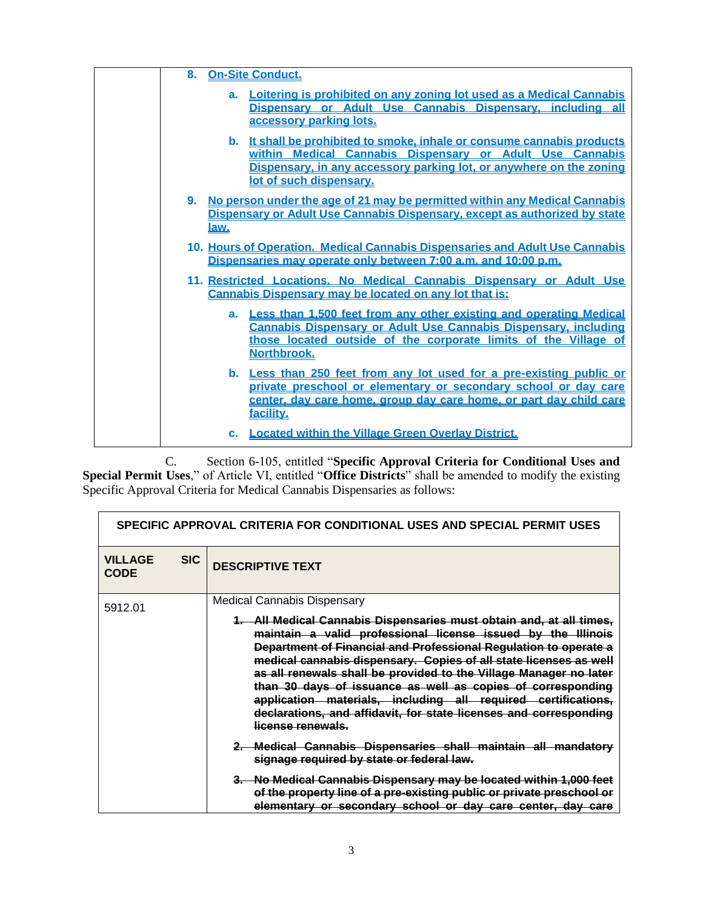| | 8. <u>On-Site Conduct.</u><br><br>a. <u>Loitering is prohibited on any zoning lot used as a Medical Cannabis Dispensary or Adult Use Cannabis Dispensary, including all accessory parking lots.</u><br><br>b. <u>It shall be prohibited to smoke, inhale or consume cannabis products within Medical Cannabis Dispensary or Adult Use Cannabis Dispensary, in any accessory parking lot, or anywhere on the zoning lot of such dispensary.</u><br><br>9. <u>No person under the age of 21 may be permitted within any Medical Cannabis Dispensary or Adult Use Cannabis Dispensary, except as authorized by state law.</u><br><br>10. <u>Hours of Operation. Medical Cannabis Dispensaries and Adult Use Cannabis Dispensaries may operate only between 7:00 a.m. and 10:00 p.m.</u><br><br>11. <u>Restricted Locations. No Medical Cannabis Dispensary or Adult Use Cannabis Dispensary may be located on any lot that is:</u><br><br>a. <u>Less than 1,500 feet from any other existing and operating Medical Cannabis Dispensary or Adult Use Cannabis Dispensary, including those located outside of the corporate limits of the Village of Northbrook.</u><br><br>b. <u>Less than 250 feet from any lot used for a pre-existing public or private preschool or elementary or secondary school or day care center, day care home, group day care home, or part day child care facility.</u><br><br>c. <u>Located within the Village Green Overlay District.</u> |
|---|---|

C. Section 6-105, entitled "**Specific Approval Criteria for Conditional Uses and Special Permit Uses**," of Article VI, entitled "**Office Districts**" shall be amended to modify the existing Specific Approval Criteria for Medical Cannabis Dispensaries as follows:

| SPECIFIC APPROVAL CRITERIA FOR CONDITIONAL USES AND SPECIAL PERMIT USES | |
|---|---|
| **VILLAGE SIC CODE** | **DESCRIPTIVE TEXT** |
| 5912.01 | Medical Cannabis Dispensary<br><br>~~1. All Medical Cannabis Dispensaries must obtain and, at all times, maintain a valid professional license issued by the Illinois Department of Financial and Professional Regulation to operate a medical cannabis dispensary. Copies of all state licenses as well as all renewals shall be provided to the Village Manager no later than 30 days of issuance as well as copies of corresponding application materials, including all required certifications, declarations, and affidavit, for state licenses and corresponding license renewals.~~<br><br>~~2. Medical Cannabis Dispensaries shall maintain all mandatory signage required by state or federal law.~~<br><br>~~3. No Medical Cannabis Dispensary may be located within 1,000 feet of the property line of a pre-existing public or private preschool or elementary or secondary school or day care center, day care~~ |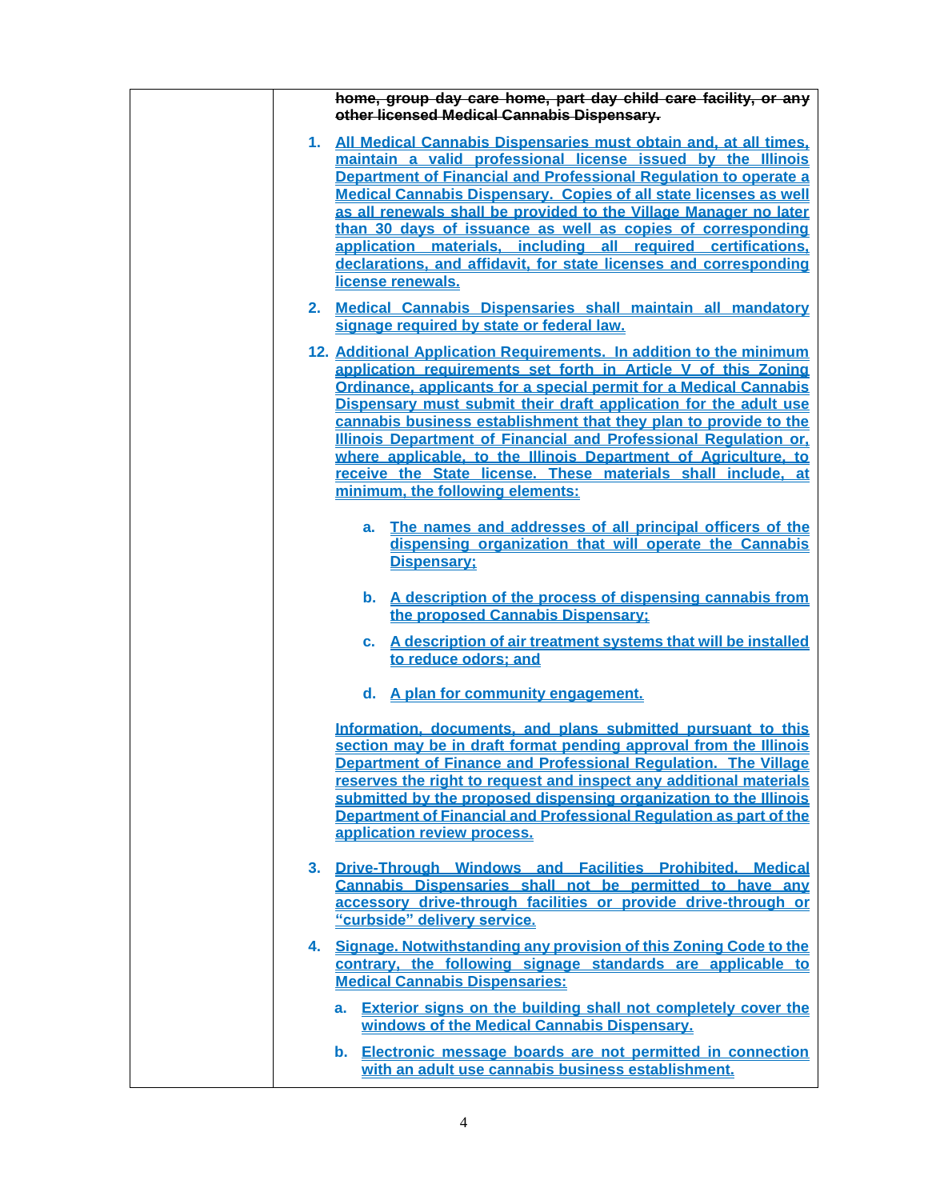| | ~~home, group day care home, part day child care facility, or any other licensed Medical Cannabis Dispensary.~~<br><br>1. <u>All Medical Cannabis Dispensaries must obtain and, at all times, maintain a valid professional license issued by the Illinois Department of Financial and Professional Regulation to operate a Medical Cannabis Dispensary. Copies of all state licenses as well as all renewals shall be provided to the Village Manager no later than 30 days of issuance as well as copies of corresponding application materials, including all required certifications, declarations, and affidavit, for state licenses and corresponding license renewals.</u><br><br>2. <u>Medical Cannabis Dispensaries shall maintain all mandatory signage required by state or federal law.</u><br><br>12. <u>Additional Application Requirements. In addition to the minimum application requirements set forth in Article V of this Zoning Ordinance, applicants for a special permit for a Medical Cannabis Dispensary must submit their draft application for the adult use cannabis business establishment that they plan to provide to the Illinois Department of Financial and Professional Regulation or, where applicable, to the Illinois Department of Agriculture, to receive the State license. These materials shall include, at minimum, the following elements:</u><br><br>a. <u>The names and addresses of all principal officers of the dispensing organization that will operate the Cannabis Dispensary;</u><br><br>b. <u>A description of the process of dispensing cannabis from the proposed Cannabis Dispensary;</u><br><br>c. <u>A description of air treatment systems that will be installed to reduce odors; and</u><br><br>d. <u>A plan for community engagement.</u><br><br><u>Information, documents, and plans submitted pursuant to this section may be in draft format pending approval from the Illinois Department of Finance and Professional Regulation. The Village reserves the right to request and inspect any additional materials submitted by the proposed dispensing organization to the Illinois Department of Financial and Professional Regulation as part of the application review process.</u><br><br>3. <u>Drive-Through Windows and Facilities Prohibited. Medical Cannabis Dispensaries shall not be permitted to have any accessory drive-through facilities or provide drive-through or "curbside" delivery service.</u><br><br>4. <u>Signage. Notwithstanding any provision of this Zoning Code to the contrary, the following signage standards are applicable to Medical Cannabis Dispensaries:</u><br><br>a. <u>Exterior signs on the building shall not completely cover the windows of the Medical Cannabis Dispensary.</u><br><br>b. <u>Electronic message boards are not permitted in connection with an adult use cannabis business establishment.</u> |
|---|---|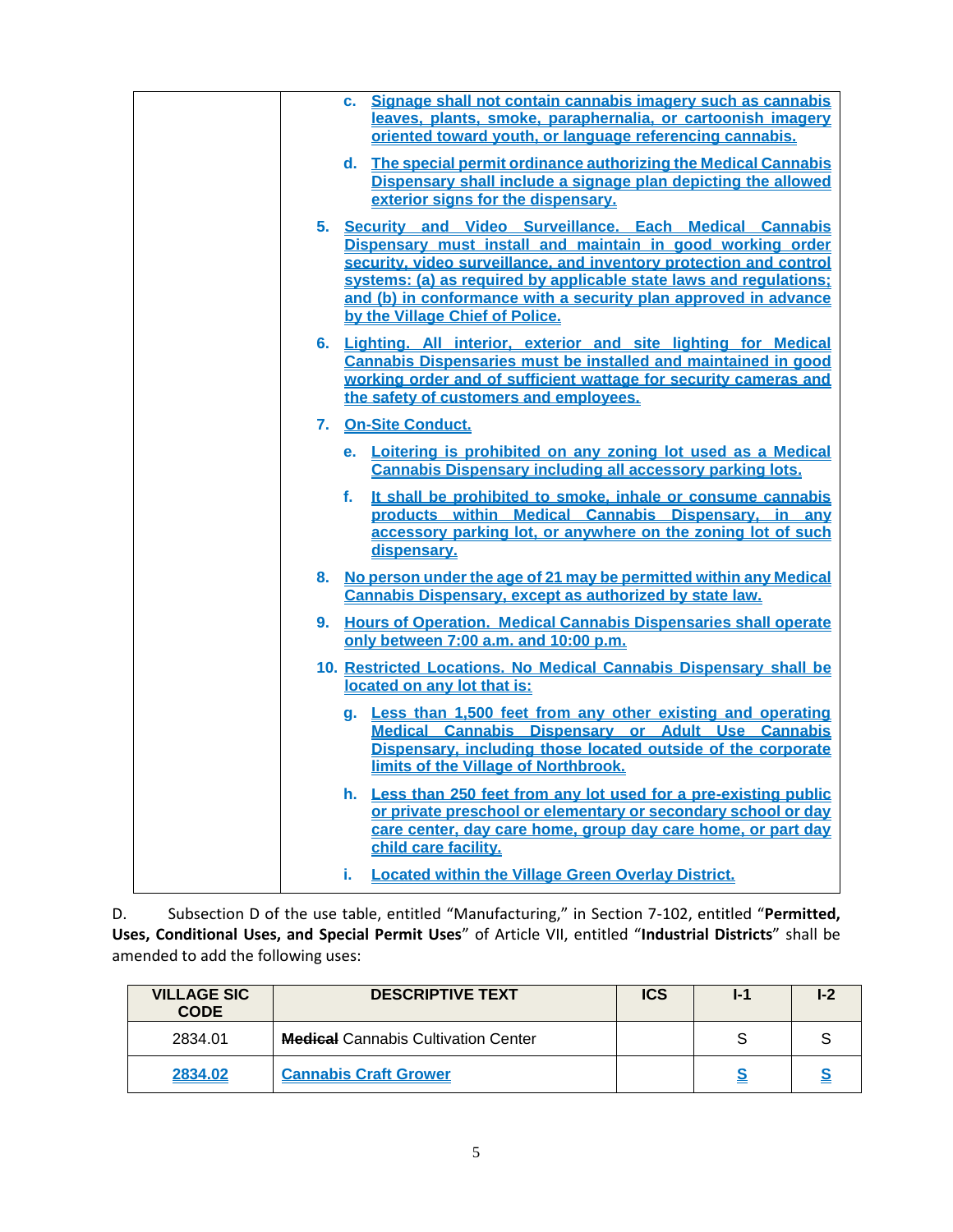| | |
|---|---|
| | c. Signage shall not contain cannabis imagery such as cannabis leaves, plants, smoke, paraphernalia, or cartoonish imagery oriented toward youth, or language referencing cannabis.<br><br>d. The special permit ordinance authorizing the Medical Cannabis Dispensary shall include a signage plan depicting the allowed exterior signs for the dispensary.<br><br>5. Security and Video Surveillance. Each Medical Cannabis Dispensary must install and maintain in good working order security, video surveillance, and inventory protection and control systems: (a) as required by applicable state laws and regulations; and (b) in conformance with a security plan approved in advance by the Village Chief of Police.<br><br>6. Lighting. All interior, exterior and site lighting for Medical Cannabis Dispensaries must be installed and maintained in good working order and of sufficient wattage for security cameras and the safety of customers and employees.<br><br>7. On-Site Conduct.<br><br>e. Loitering is prohibited on any zoning lot used as a Medical Cannabis Dispensary including all accessory parking lots.<br><br>f. It shall be prohibited to smoke, inhale or consume cannabis products within Medical Cannabis Dispensary, in any accessory parking lot, or anywhere on the zoning lot of such dispensary.<br><br>8. No person under the age of 21 may be permitted within any Medical Cannabis Dispensary, except as authorized by state law.<br><br>9. Hours of Operation. Medical Cannabis Dispensaries shall operate only between 7:00 a.m. and 10:00 p.m.<br><br>10. Restricted Locations. No Medical Cannabis Dispensary shall be located on any lot that is:<br><br>g. Less than 1,500 feet from any other existing and operating Medical Cannabis Dispensary or Adult Use Cannabis Dispensary, including those located outside of the corporate limits of the Village of Northbrook.<br><br>h. Less than 250 feet from any lot used for a pre-existing public or private preschool or elementary or secondary school or day care center, day care home, group day care home, or part day child care facility.<br><br>i. Located within the Village Green Overlay District. |

D. Subsection D of the use table, entitled "Manufacturing," in Section 7-102, entitled "**Permitted, Uses, Conditional Uses, and Special Permit Uses**" of Article VII, entitled "**Industrial Districts**" shall be amended to add the following uses:

| VILLAGE SIC CODE | DESCRIPTIVE TEXT | ICS | I-1 | I-2 |
|---|---|---|---|---|
| 2834.01 | ~~Medical~~ Cannabis Cultivation Center | | S | S |
| 2834.02 | Cannabis Craft Grower | | S | S |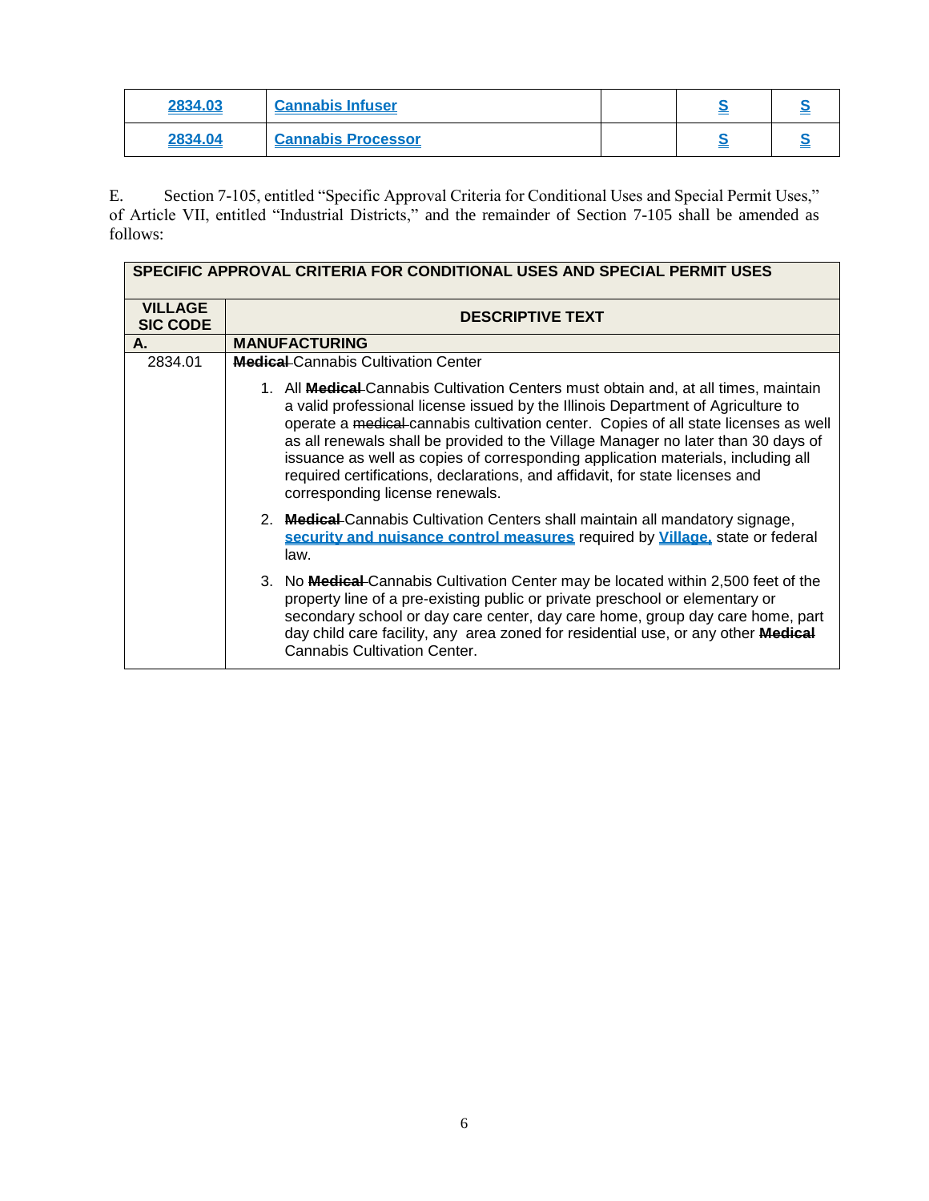| 2834.03 | Cannabis Infuser | | S | S |
|---|---|---|---|---|
| 2834.04 | Cannabis Processor | | S | S |

E. Section 7-105, entitled "Specific Approval Criteria for Conditional Uses and Special Permit Uses," of Article VII, entitled "Industrial Districts," and the remainder of Section 7-105 shall be amended as follows:

| SPECIFIC APPROVAL CRITERIA FOR CONDITIONAL USES AND SPECIAL PERMIT USES | |
|---|---|
| **VILLAGE SIC CODE** | **DESCRIPTIVE TEXT** |
| **A.** | **MANUFACTURING** |
| 2834.01 | ~~**Medical**~~ Cannabis Cultivation Center<br><br>1. All ~~**Medical**~~ Cannabis Cultivation Centers must obtain and, at all times, maintain a valid professional license issued by the Illinois Department of Agriculture to operate a ~~medical~~ cannabis cultivation center. Copies of all state licenses as well as all renewals shall be provided to the Village Manager no later than 30 days of issuance as well as copies of corresponding application materials, including all required certifications, declarations, and affidavit, for state licenses and corresponding license renewals.<br><br>2. ~~**Medical**~~ Cannabis Cultivation Centers shall maintain all mandatory signage, security and nuisance control measures required by Village, state or federal law.<br><br>3. No ~~**Medical**~~ Cannabis Cultivation Center may be located within 2,500 feet of the property line of a pre-existing public or private preschool or elementary or secondary school or day care center, day care home, group day care home, part day child care facility, any area zoned for residential use, or any other ~~**Medical**~~ Cannabis Cultivation Center. |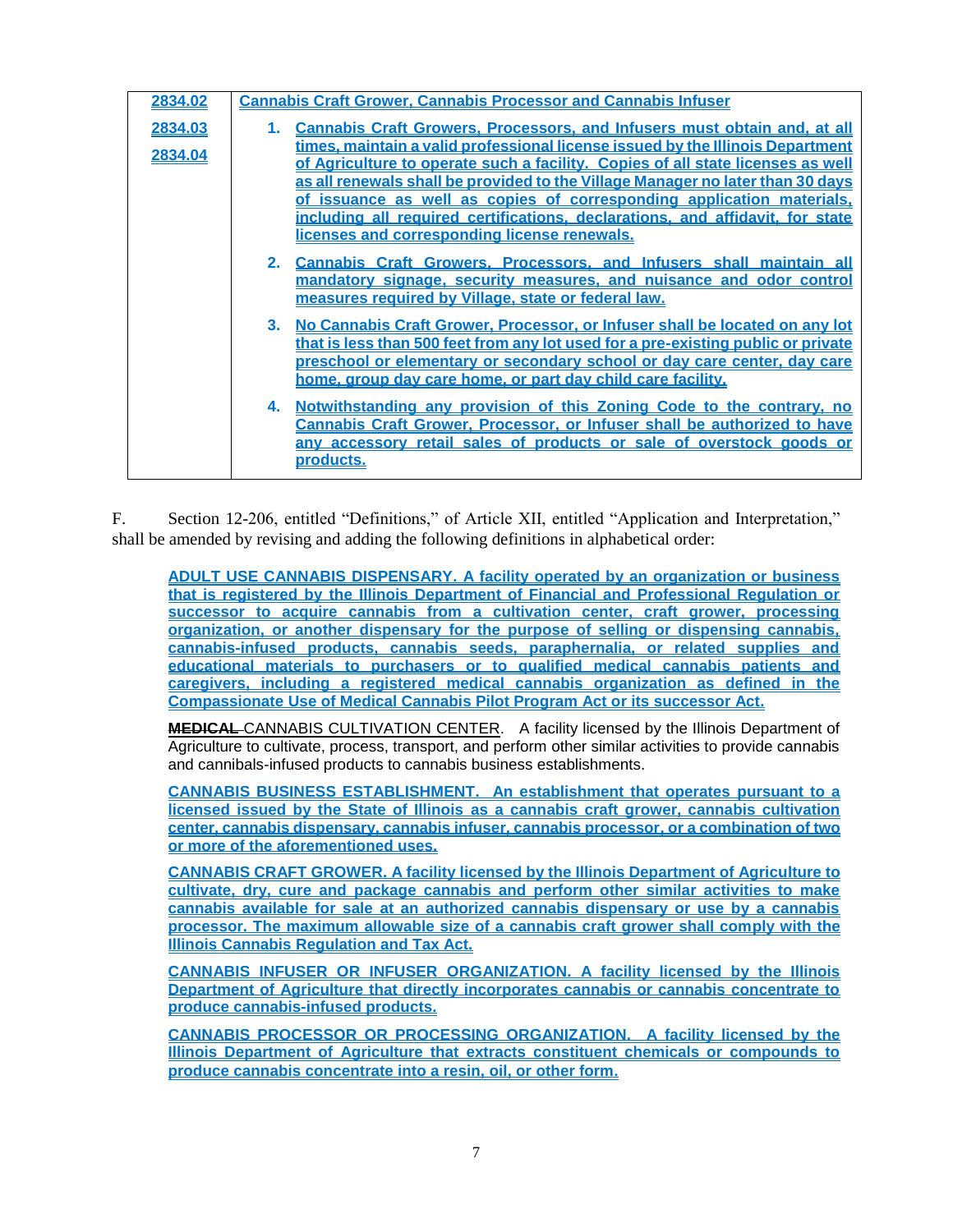| 2834.02<br>2834.03<br>2834.04 | Cannabis Craft Grower, Cannabis Processor and Cannabis Infuser<br><br>1. Cannabis Craft Growers, Processors, and Infusers must obtain and, at all times, maintain a valid professional license issued by the Illinois Department of Agriculture to operate such a facility. Copies of all state licenses as well as all renewals shall be provided to the Village Manager no later than 30 days of issuance as well as copies of corresponding application materials, including all required certifications, declarations, and affidavit, for state licenses and corresponding license renewals.<br><br>2. Cannabis Craft Growers, Processors, and Infusers shall maintain all mandatory signage, security measures, and nuisance and odor control measures required by Village, state or federal law.<br><br>3. No Cannabis Craft Grower, Processor, or Infuser shall be located on any lot that is less than 500 feet from any lot used for a pre-existing public or private preschool or elementary or secondary school or day care center, day care home, group day care home, or part day child care facility.<br><br>4. Notwithstanding any provision of this Zoning Code to the contrary, no Cannabis Craft Grower, Processor, or Infuser shall be authorized to have any accessory retail sales of products or sale of overstock goods or products. |
|---|---|

F. Section 12-206, entitled "Definitions," of Article XII, entitled "Application and Interpretation," shall be amended by revising and adding the following definitions in alphabetical order:

ADULT USE CANNABIS DISPENSARY. A facility operated by an organization or business that is registered by the Illinois Department of Financial and Professional Regulation or successor to acquire cannabis from a cultivation center, craft grower, processing organization, or another dispensary for the purpose of selling or dispensing cannabis, cannabis-infused products, cannabis seeds, paraphernalia, or related supplies and educational materials to purchasers or to qualified medical cannabis patients and caregivers, including a registered medical cannabis organization as defined in the Compassionate Use of Medical Cannabis Pilot Program Act or its successor Act.

~~MEDICAL~~ CANNABIS CULTIVATION CENTER. A facility licensed by the Illinois Department of Agriculture to cultivate, process, transport, and perform other similar activities to provide cannabis and cannibals-infused products to cannabis business establishments.

CANNABIS BUSINESS ESTABLISHMENT. An establishment that operates pursuant to a licensed issued by the State of Illinois as a cannabis craft grower, cannabis cultivation center, cannabis dispensary, cannabis infuser, cannabis processor, or a combination of two or more of the aforementioned uses.

CANNABIS CRAFT GROWER. A facility licensed by the Illinois Department of Agriculture to cultivate, dry, cure and package cannabis and perform other similar activities to make cannabis available for sale at an authorized cannabis dispensary or use by a cannabis processor. The maximum allowable size of a cannabis craft grower shall comply with the Illinois Cannabis Regulation and Tax Act.

CANNABIS INFUSER OR INFUSER ORGANIZATION. A facility licensed by the Illinois Department of Agriculture that directly incorporates cannabis or cannabis concentrate to produce cannabis-infused products.

CANNABIS PROCESSOR OR PROCESSING ORGANIZATION. A facility licensed by the Illinois Department of Agriculture that extracts constituent chemicals or compounds to produce cannabis concentrate into a resin, oil, or other form.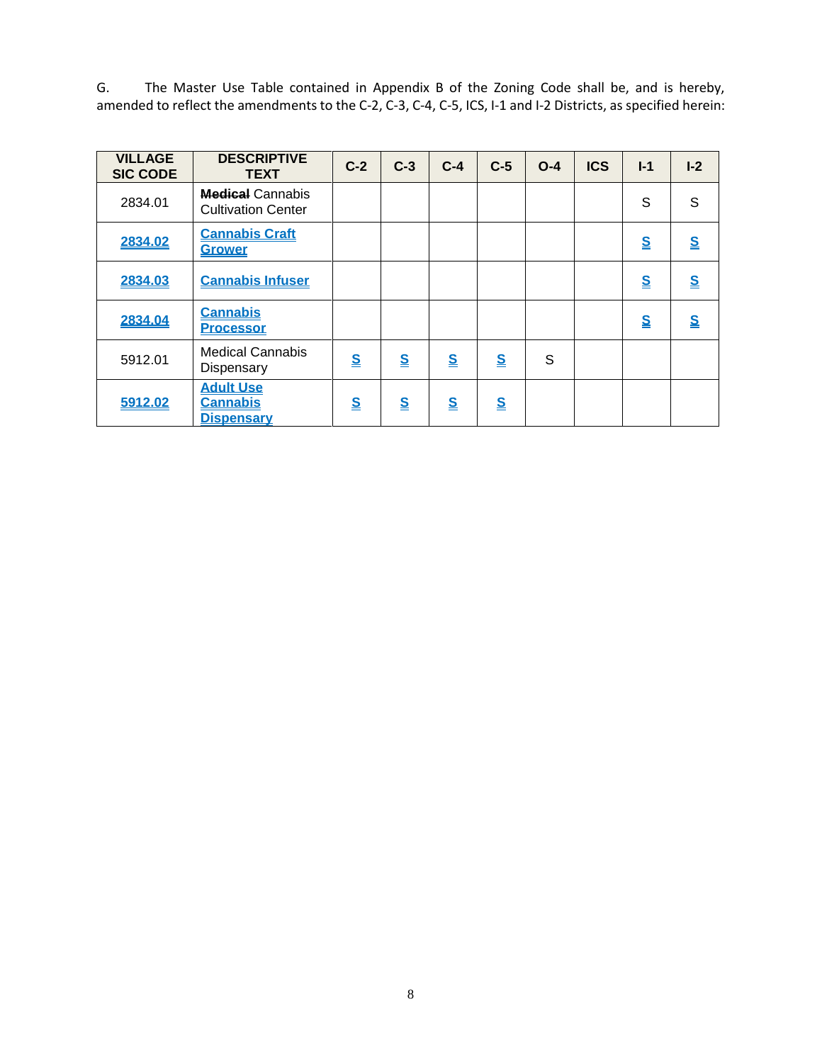G. The Master Use Table contained in Appendix B of the Zoning Code shall be, and is hereby, amended to reflect the amendments to the C-2, C-3, C-4, C-5, ICS, I-1 and I-2 Districts, as specified herein:

| VILLAGE SIC CODE | DESCRIPTIVE TEXT | C-2 | C-3 | C-4 | C-5 | O-4 | ICS | I-1 | I-2 |
|---|---|---|---|---|---|---|---|---|---|
| 2834.01 | ~~Medical~~ Cannabis Cultivation Center | | | | | | | S | S |
| 2834.02 | Cannabis Craft Grower | | | | | | | S | S |
| 2834.03 | Cannabis Infuser | | | | | | | S | S |
| 2834.04 | Cannabis Processor | | | | | | | S | S |
| 5912.01 | Medical Cannabis Dispensary | S | S | S | S | S | | | |
| 5912.02 | Adult Use Cannabis Dispensary | S | S | S | S | | | | |